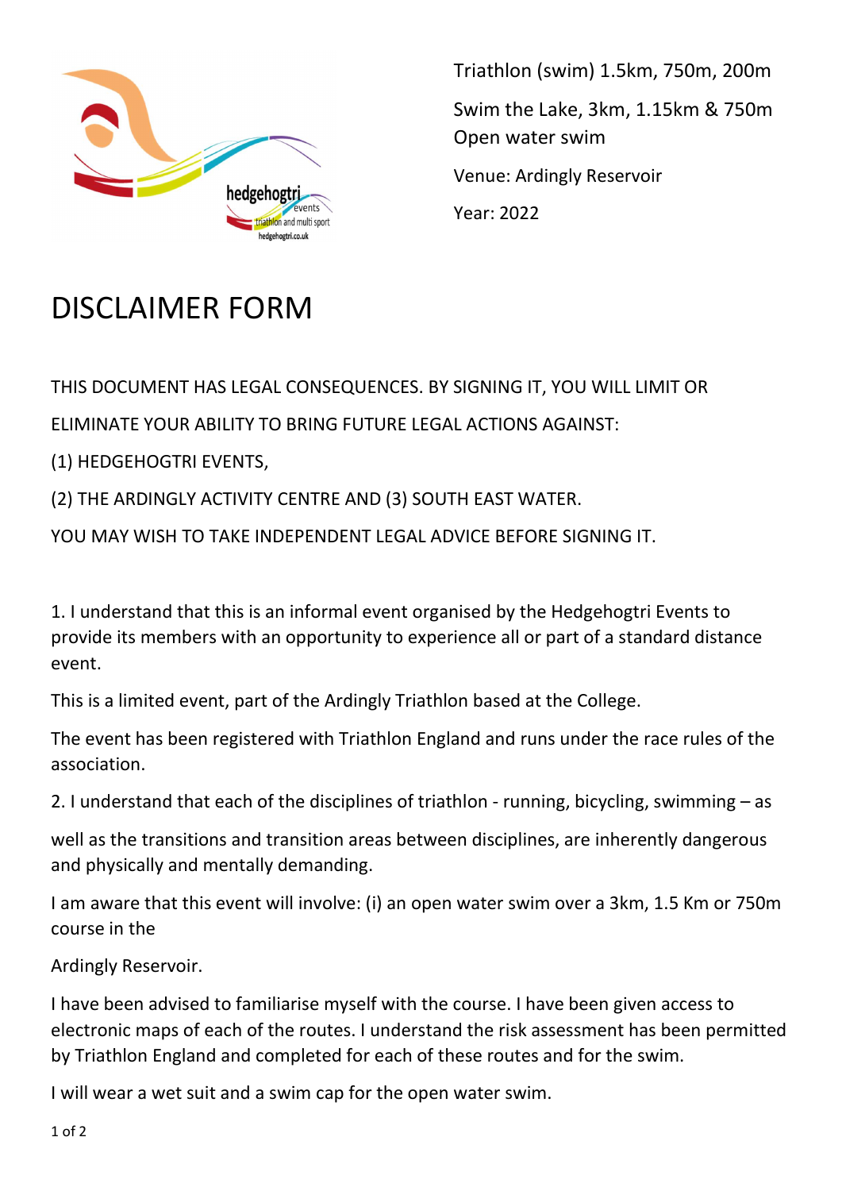hedgehogtri events triathlon and multi sport hedgehogtri.co.uk

Triathlon (swim) 1.5km, 750m, 200m

Swim the Lake, 3km, 1.15km & 750m Open water swim

Venue: Ardingly Reservoir

Year: 2022

# DISCLAIMER FORM

THIS DOCUMENT HAS LEGAL CONSEQUENCES. BY SIGNING IT, YOU WILL LIMIT OR ELIMINATE YOUR ABILITY TO BRING FUTURE LEGAL ACTIONS AGAINST:

(1) HEDGEHOGTRI EVENTS,

(2) THE ARDINGLY ACTIVITY CENTRE AND (3) SOUTH EAST WATER.

YOU MAY WISH TO TAKE INDEPENDENT LEGAL ADVICE BEFORE SIGNING IT.

1. I understand that this is an informal event organised by the Hedgehogtri Events to provide its members with an opportunity to experience all or part of a standard distance event.

This is a limited event, part of the Ardingly Triathlon based at the College.

The event has been registered with Triathlon England and runs under the race rules of the association.

2. I understand that each of the disciplines of triathlon - running, bicycling, swimming – as well as the transitions and transition areas between disciplines, are inherently dangerous and physically and mentally demanding.

I am aware that this event will involve: (i) an open water swim over a 3km, 1.5 Km or 750m course in the Ardingly Reservoir.

I have been advised to familiarise myself with the course. I have been given access to electronic maps of each of the routes. I understand the risk assessment has been permitted by Triathlon England and completed for each of these routes and for the swim.

I will wear a wet suit and a swim cap for the open water swim.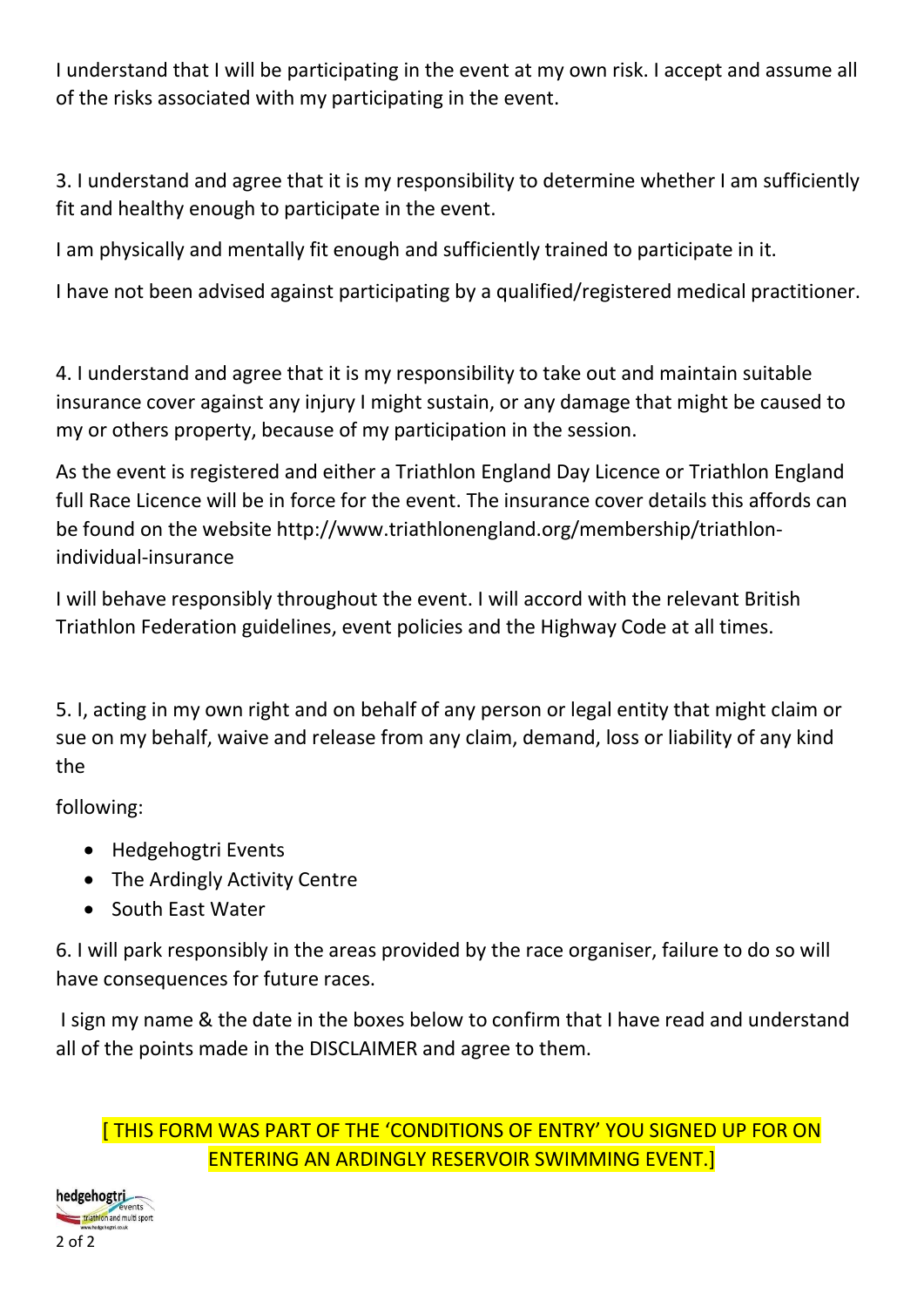I understand that I will be participating in the event at my own risk. I accept and assume all of the risks associated with my participating in the event.

3. I understand and agree that it is my responsibility to determine whether I am sufficiently fit and healthy enough to participate in the event.

I am physically and mentally fit enough and sufficiently trained to participate in it.

I have not been advised against participating by a qualified/registered medical practitioner.

4. I understand and agree that it is my responsibility to take out and maintain suitable insurance cover against any injury I might sustain, or any damage that might be caused to my or others property, because of my participation in the session.

As the event is registered and either a Triathlon England Day Licence or Triathlon England full Race Licence will be in force for the event. The insurance cover details this affords can be found on the website http://www.triathlonengland.org/membership/triathlon-individual-insurance

I will behave responsibly throughout the event. I will accord with the relevant British Triathlon Federation guidelines, event policies and the Highway Code at all times.

5. I, acting in my own right and on behalf of any person or legal entity that might claim or sue on my behalf, waive and release from any claim, demand, loss or liability of any kind the

following:

- Hedgehogtri Events
- The Ardingly Activity Centre
- South East Water

6. I will park responsibly in the areas provided by the race organiser, failure to do so will have consequences for future races.

I sign my name & the date in the boxes below to confirm that I have read and understand all of the points made in the DISCLAIMER and agree to them.

[ THIS FORM WAS PART OF THE 'CONDITIONS OF ENTRY' YOU SIGNED UP FOR ON ENTERING AN ARDINGLY RESERVOIR SWIMMING EVENT.]

hedgehogtri events triathlon and multi sport www.hedgehogtri.co.uk